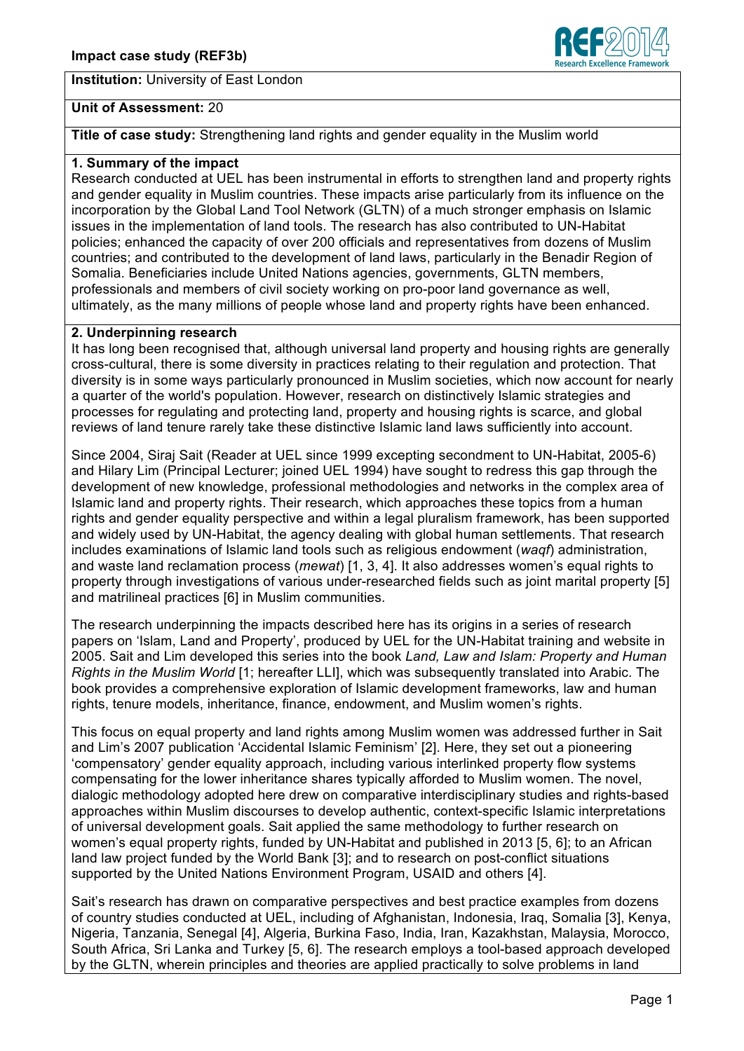**Impact case study (REF3b)**

**Institution:** University of East London

**Unit of Assessment:** 20

**Title of case study:** Strengthening land rights and gender equality in the Muslim world

## 1. Summary of the impact

Research conducted at UEL has been instrumental in efforts to strengthen land and property rights and gender equality in Muslim countries. These impacts arise particularly from its influence on the incorporation by the Global Land Tool Network (GLTN) of a much stronger emphasis on Islamic issues in the implementation of land tools. The research has also contributed to UN-Habitat policies; enhanced the capacity of over 200 officials and representatives from dozens of Muslim countries; and contributed to the development of land laws, particularly in the Benadir Region of Somalia. Beneficiaries include United Nations agencies, governments, GLTN members, professionals and members of civil society working on pro-poor land governance as well, ultimately, as the many millions of people whose land and property rights have been enhanced.

## 2. Underpinning research

It has long been recognised that, although universal land property and housing rights are generally cross-cultural, there is some diversity in practices relating to their regulation and protection. That diversity is in some ways particularly pronounced in Muslim societies, which now account for nearly a quarter of the world's population. However, research on distinctively Islamic strategies and processes for regulating and protecting land, property and housing rights is scarce, and global reviews of land tenure rarely take these distinctive Islamic land laws sufficiently into account.

Since 2004, Siraj Sait (Reader at UEL since 1999 excepting secondment to UN-Habitat, 2005-6) and Hilary Lim (Principal Lecturer; joined UEL 1994) have sought to redress this gap through the development of new knowledge, professional methodologies and networks in the complex area of Islamic land and property rights. Their research, which approaches these topics from a human rights and gender equality perspective and within a legal pluralism framework, has been supported and widely used by UN-Habitat, the agency dealing with global human settlements. That research includes examinations of Islamic land tools such as religious endowment (*waqf*) administration, and waste land reclamation process (*mewat*) [1, 3, 4]. It also addresses women's equal rights to property through investigations of various under-researched fields such as joint marital property [5] and matrilineal practices [6] in Muslim communities.

The research underpinning the impacts described here has its origins in a series of research papers on 'Islam, Land and Property', produced by UEL for the UN-Habitat training and website in 2005. Sait and Lim developed this series into the book *Land, Law and Islam: Property and Human Rights in the Muslim World* [1; hereafter LLI], which was subsequently translated into Arabic. The book provides a comprehensive exploration of Islamic development frameworks, law and human rights, tenure models, inheritance, finance, endowment, and Muslim women's rights.

This focus on equal property and land rights among Muslim women was addressed further in Sait and Lim's 2007 publication 'Accidental Islamic Feminism' [2]. Here, they set out a pioneering 'compensatory' gender equality approach, including various interlinked property flow systems compensating for the lower inheritance shares typically afforded to Muslim women. The novel, dialogic methodology adopted here drew on comparative interdisciplinary studies and rights-based approaches within Muslim discourses to develop authentic, context-specific Islamic interpretations of universal development goals. Sait applied the same methodology to further research on women's equal property rights, funded by UN-Habitat and published in 2013 [5, 6]; to an African land law project funded by the World Bank [3]; and to research on post-conflict situations supported by the United Nations Environment Program, USAID and others [4].

Sait's research has drawn on comparative perspectives and best practice examples from dozens of country studies conducted at UEL, including of Afghanistan, Indonesia, Iraq, Somalia [3], Kenya, Nigeria, Tanzania, Senegal [4], Algeria, Burkina Faso, India, Iran, Kazakhstan, Malaysia, Morocco, South Africa, Sri Lanka and Turkey [5, 6]. The research employs a tool-based approach developed by the GLTN, wherein principles and theories are applied practically to solve problems in land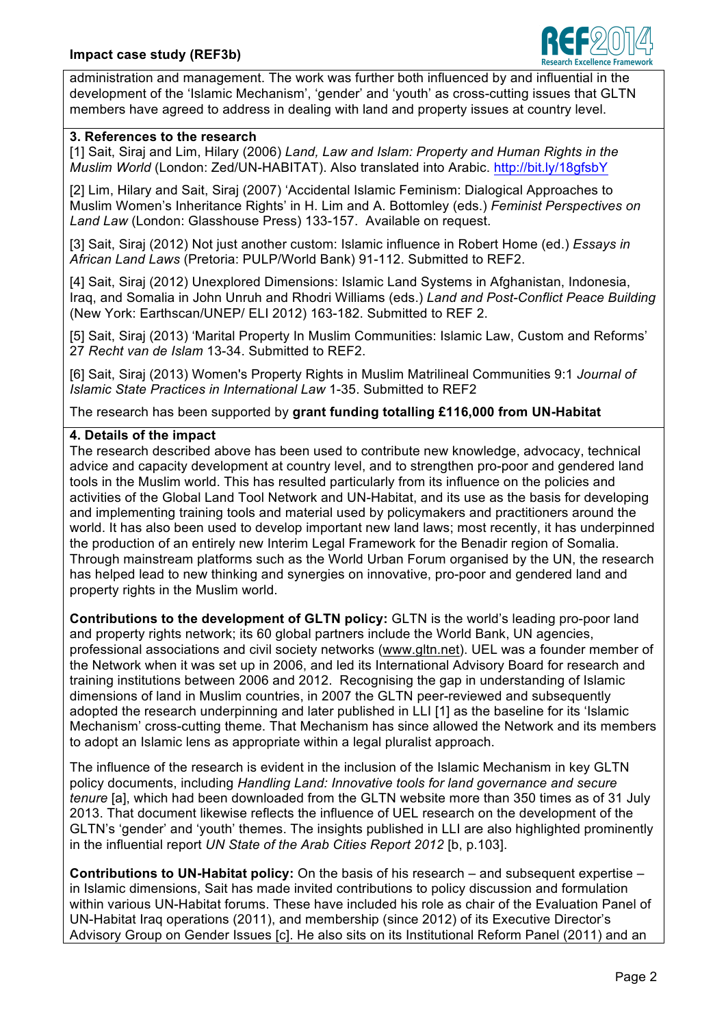administration and management. The work was further both influenced by and influential in the development of the 'Islamic Mechanism', 'gender' and 'youth' as cross-cutting issues that GLTN members have agreed to address in dealing with land and property issues at country level.

## 3. References to the research

[1] Sait, Siraj and Lim, Hilary (2006) *Land, Law and Islam: Property and Human Rights in the Muslim World* (London: Zed/UN-HABITAT). Also translated into Arabic. http://bit.ly/18gfsbY

[2] Lim, Hilary and Sait, Siraj (2007) 'Accidental Islamic Feminism: Dialogical Approaches to Muslim Women's Inheritance Rights' in H. Lim and A. Bottomley (eds.) *Feminist Perspectives on Land Law* (London: Glasshouse Press) 133-157. Available on request.

[3] Sait, Siraj (2012) Not just another custom: Islamic influence in Robert Home (ed.) *Essays in African Land Laws* (Pretoria: PULP/World Bank) 91-112. Submitted to REF2.

[4] Sait, Siraj (2012) Unexplored Dimensions: Islamic Land Systems in Afghanistan, Indonesia, Iraq, and Somalia in John Unruh and Rhodri Williams (eds.) *Land and Post-Conflict Peace Building* (New York: Earthscan/UNEP/ ELI 2012) 163-182. Submitted to REF 2.

[5] Sait, Siraj (2013) 'Marital Property In Muslim Communities: Islamic Law, Custom and Reforms' 27 *Recht van de Islam* 13-34. Submitted to REF2.

[6] Sait, Siraj (2013) Women's Property Rights in Muslim Matrilineal Communities 9:1 *Journal of Islamic State Practices in International Law* 1-35. Submitted to REF2

The research has been supported by **grant funding totalling £116,000 from UN-Habitat**

## 4. Details of the impact

The research described above has been used to contribute new knowledge, advocacy, technical advice and capacity development at country level, and to strengthen pro-poor and gendered land tools in the Muslim world. This has resulted particularly from its influence on the policies and activities of the Global Land Tool Network and UN-Habitat, and its use as the basis for developing and implementing training tools and material used by policymakers and practitioners around the world. It has also been used to develop important new land laws; most recently, it has underpinned the production of an entirely new Interim Legal Framework for the Benadir region of Somalia. Through mainstream platforms such as the World Urban Forum organised by the UN, the research has helped lead to new thinking and synergies on innovative, pro-poor and gendered land and property rights in the Muslim world.

**Contributions to the development of GLTN policy:** GLTN is the world's leading pro-poor land and property rights network; its 60 global partners include the World Bank, UN agencies, professional associations and civil society networks (www.gltn.net). UEL was a founder member of the Network when it was set up in 2006, and led its International Advisory Board for research and training institutions between 2006 and 2012. Recognising the gap in understanding of Islamic dimensions of land in Muslim countries, in 2007 the GLTN peer-reviewed and subsequently adopted the research underpinning and later published in LLI [1] as the baseline for its 'Islamic Mechanism' cross-cutting theme. That Mechanism has since allowed the Network and its members to adopt an Islamic lens as appropriate within a legal pluralist approach.

The influence of the research is evident in the inclusion of the Islamic Mechanism in key GLTN policy documents, including *Handling Land: Innovative tools for land governance and secure tenure* [a], which had been downloaded from the GLTN website more than 350 times as of 31 July 2013. That document likewise reflects the influence of UEL research on the development of the GLTN's 'gender' and 'youth' themes. The insights published in LLI are also highlighted prominently in the influential report *UN State of the Arab Cities Report 2012* [b, p.103].

**Contributions to UN-Habitat policy:** On the basis of his research – and subsequent expertise – in Islamic dimensions, Sait has made invited contributions to policy discussion and formulation within various UN-Habitat forums. These have included his role as chair of the Evaluation Panel of UN-Habitat Iraq operations (2011), and membership (since 2012) of its Executive Director's Advisory Group on Gender Issues [c]. He also sits on its Institutional Reform Panel (2011) and an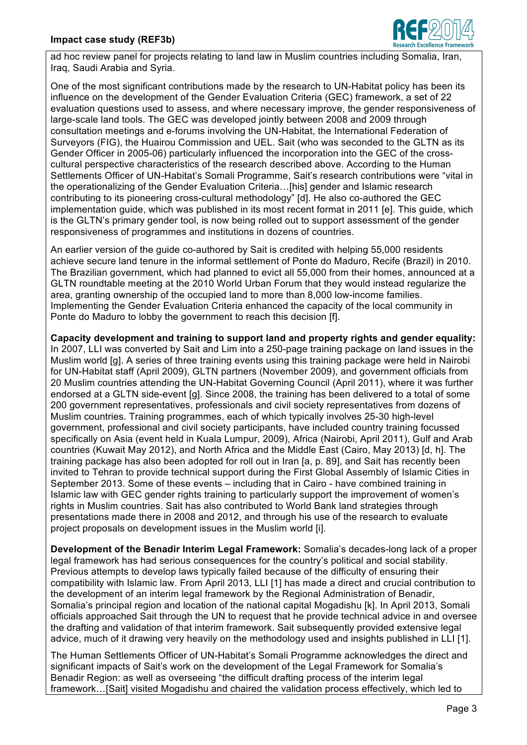ad hoc review panel for projects relating to land law in Muslim countries including Somalia, Iran, Iraq, Saudi Arabia and Syria.

One of the most significant contributions made by the research to UN-Habitat policy has been its influence on the development of the Gender Evaluation Criteria (GEC) framework, a set of 22 evaluation questions used to assess, and where necessary improve, the gender responsiveness of large-scale land tools. The GEC was developed jointly between 2008 and 2009 through consultation meetings and e-forums involving the UN-Habitat, the International Federation of Surveyors (FIG), the Huairou Commission and UEL. Sait (who was seconded to the GLTN as its Gender Officer in 2005-06) particularly influenced the incorporation into the GEC of the cross-cultural perspective characteristics of the research described above. According to the Human Settlements Officer of UN-Habitat's Somali Programme, Sait's research contributions were "vital in the operationalizing of the Gender Evaluation Criteria…[his] gender and Islamic research contributing to its pioneering cross-cultural methodology" [d]. He also co-authored the GEC implementation guide, which was published in its most recent format in 2011 [e]. This guide, which is the GLTN's primary gender tool, is now being rolled out to support assessment of the gender responsiveness of programmes and institutions in dozens of countries.

An earlier version of the guide co-authored by Sait is credited with helping 55,000 residents achieve secure land tenure in the informal settlement of Ponte do Maduro, Recife (Brazil) in 2010. The Brazilian government, which had planned to evict all 55,000 from their homes, announced at a GLTN roundtable meeting at the 2010 World Urban Forum that they would instead regularize the area, granting ownership of the occupied land to more than 8,000 low-income families. Implementing the Gender Evaluation Criteria enhanced the capacity of the local community in Ponte do Maduro to lobby the government to reach this decision [f].

**Capacity development and training to support land and property rights and gender equality:** In 2007, LLI was converted by Sait and Lim into a 250-page training package on land issues in the Muslim world [g]. A series of three training events using this training package were held in Nairobi for UN-Habitat staff (April 2009), GLTN partners (November 2009), and government officials from 20 Muslim countries attending the UN-Habitat Governing Council (April 2011), where it was further endorsed at a GLTN side-event [g]. Since 2008, the training has been delivered to a total of some 200 government representatives, professionals and civil society representatives from dozens of Muslim countries. Training programmes, each of which typically involves 25-30 high-level government, professional and civil society participants, have included country training focussed specifically on Asia (event held in Kuala Lumpur, 2009), Africa (Nairobi, April 2011), Gulf and Arab countries (Kuwait May 2012), and North Africa and the Middle East (Cairo, May 2013) [d, h]. The training package has also been adopted for roll out in Iran [a, p. 89], and Sait has recently been invited to Tehran to provide technical support during the First Global Assembly of Islamic Cities in September 2013. Some of these events – including that in Cairo - have combined training in Islamic law with GEC gender rights training to particularly support the improvement of women's rights in Muslim countries. Sait has also contributed to World Bank land strategies through presentations made there in 2008 and 2012, and through his use of the research to evaluate project proposals on development issues in the Muslim world [i].

**Development of the Benadir Interim Legal Framework:** Somalia's decades-long lack of a proper legal framework has had serious consequences for the country's political and social stability. Previous attempts to develop laws typically failed because of the difficulty of ensuring their compatibility with Islamic law. From April 2013, LLI [1] has made a direct and crucial contribution to the development of an interim legal framework by the Regional Administration of Benadir, Somalia's principal region and location of the national capital Mogadishu [k]. In April 2013, Somali officials approached Sait through the UN to request that he provide technical advice in and oversee the drafting and validation of that interim framework. Sait subsequently provided extensive legal advice, much of it drawing very heavily on the methodology used and insights published in LLI [1].

The Human Settlements Officer of UN-Habitat's Somali Programme acknowledges the direct and significant impacts of Sait's work on the development of the Legal Framework for Somalia's Benadir Region: as well as overseeing "the difficult drafting process of the interim legal framework…[Sait] visited Mogadishu and chaired the validation process effectively, which led to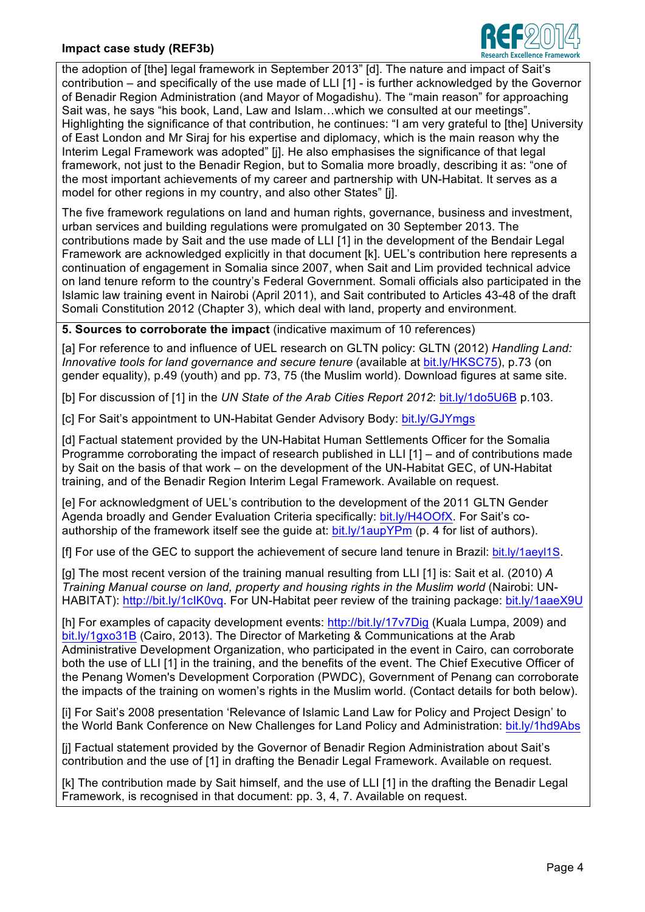the adoption of [the] legal framework in September 2013" [d]. The nature and impact of Sait's contribution – and specifically of the use made of LLI [1] - is further acknowledged by the Governor of Benadir Region Administration (and Mayor of Mogadishu). The "main reason" for approaching Sait was, he says "his book, Land, Law and Islam…which we consulted at our meetings". Highlighting the significance of that contribution, he continues: "I am very grateful to [the] University of East London and Mr Siraj for his expertise and diplomacy, which is the main reason why the Interim Legal Framework was adopted" [j]. He also emphasises the significance of that legal framework, not just to the Benadir Region, but to Somalia more broadly, describing it as: "one of the most important achievements of my career and partnership with UN-Habitat. It serves as a model for other regions in my country, and also other States" [j].

The five framework regulations on land and human rights, governance, business and investment, urban services and building regulations were promulgated on 30 September 2013. The contributions made by Sait and the use made of LLI [1] in the development of the Bendair Legal Framework are acknowledged explicitly in that document [k]. UEL's contribution here represents a continuation of engagement in Somalia since 2007, when Sait and Lim provided technical advice on land tenure reform to the country's Federal Government. Somali officials also participated in the Islamic law training event in Nairobi (April 2011), and Sait contributed to Articles 43-48 of the draft Somali Constitution 2012 (Chapter 3), which deal with land, property and environment.

**5. Sources to corroborate the impact** (indicative maximum of 10 references)

[a] For reference to and influence of UEL research on GLTN policy: GLTN (2012) *Handling Land: Innovative tools for land governance and secure tenure* (available at bit.ly/HKSC75), p.73 (on gender equality), p.49 (youth) and pp. 73, 75 (the Muslim world). Download figures at same site.

[b] For discussion of [1] in the *UN State of the Arab Cities Report 2012*: bit.ly/1do5U6B p.103.

[c] For Sait's appointment to UN-Habitat Gender Advisory Body: bit.ly/GJYmgs

[d] Factual statement provided by the UN-Habitat Human Settlements Officer for the Somalia Programme corroborating the impact of research published in LLI [1] – and of contributions made by Sait on the basis of that work – on the development of the UN-Habitat GEC, of UN-Habitat training, and of the Benadir Region Interim Legal Framework. Available on request.

[e] For acknowledgment of UEL's contribution to the development of the 2011 GLTN Gender Agenda broadly and Gender Evaluation Criteria specifically: bit.ly/H4OOfX. For Sait's co-authorship of the framework itself see the guide at: bit.ly/1aupYPm (p. 4 for list of authors).

[f] For use of the GEC to support the achievement of secure land tenure in Brazil: bit.ly/1aeyl1S.

[g] The most recent version of the training manual resulting from LLI [1] is: Sait et al. (2010) *A Training Manual course on land, property and housing rights in the Muslim world* (Nairobi: UN-HABITAT): http://bit.ly/1clK0vq. For UN-Habitat peer review of the training package: bit.ly/1aaeX9U

[h] For examples of capacity development events: http://bit.ly/17v7Dig (Kuala Lumpa, 2009) and bit.ly/1gxo31B (Cairo, 2013). The Director of Marketing & Communications at the Arab Administrative Development Organization, who participated in the event in Cairo, can corroborate both the use of LLI [1] in the training, and the benefits of the event. The Chief Executive Officer of the Penang Women's Development Corporation (PWDC), Government of Penang can corroborate the impacts of the training on women's rights in the Muslim world. (Contact details for both below).

[i] For Sait's 2008 presentation 'Relevance of Islamic Land Law for Policy and Project Design' to the World Bank Conference on New Challenges for Land Policy and Administration: bit.ly/1hd9Abs

[j] Factual statement provided by the Governor of Benadir Region Administration about Sait's contribution and the use of [1] in drafting the Benadir Legal Framework. Available on request.

[k] The contribution made by Sait himself, and the use of LLI [1] in the drafting the Benadir Legal Framework, is recognised in that document: pp. 3, 4, 7. Available on request.